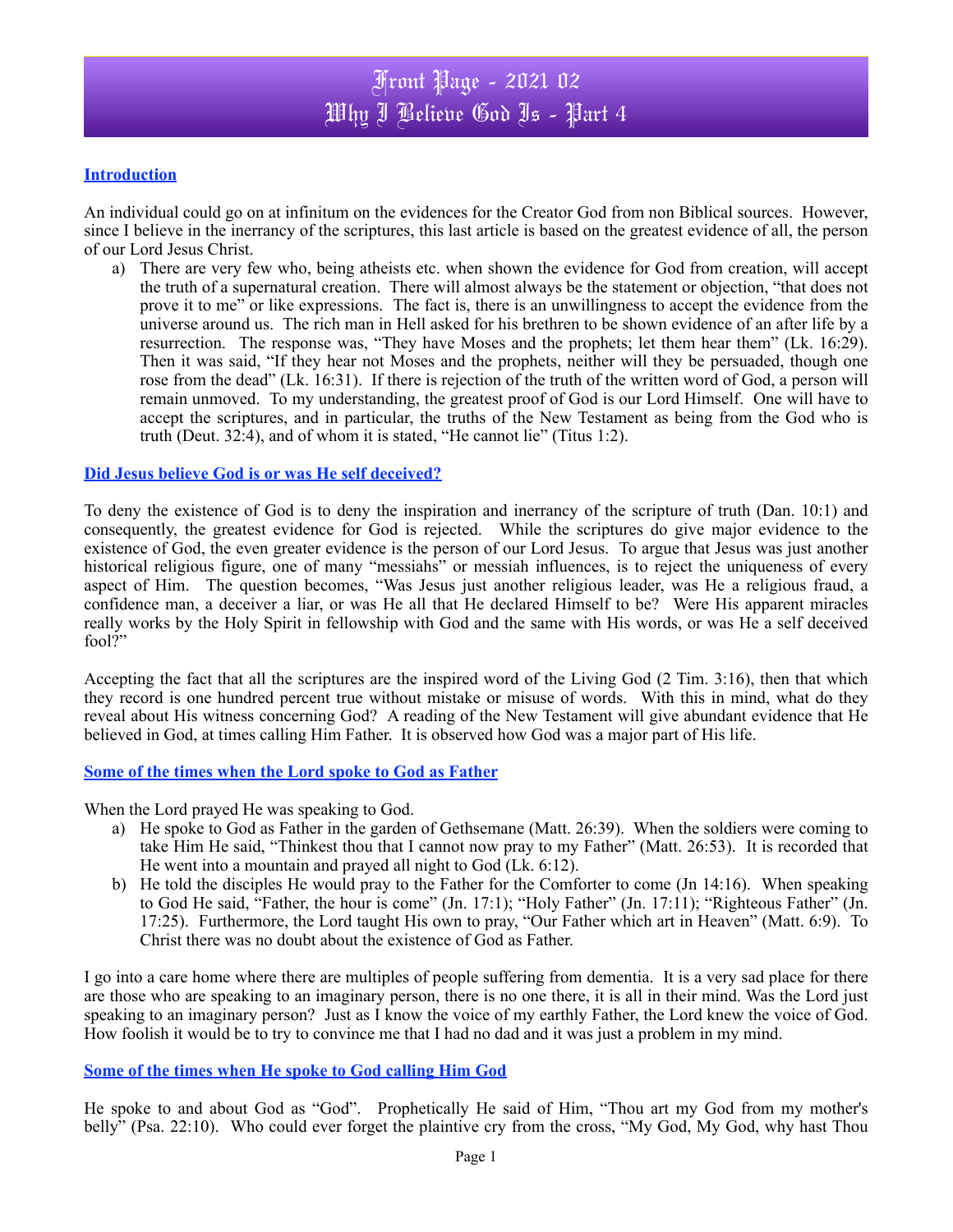# Front Page - 2021 02
# Why I Believe God Is - Part 4

## Introduction

An individual could go on at infinitum on the evidences for the Creator God from non Biblical sources. However, since I believe in the inerrancy of the scriptures, this last article is based on the greatest evidence of all, the person of our Lord Jesus Christ.

a) There are very few who, being atheists etc. when shown the evidence for God from creation, will accept the truth of a supernatural creation. There will almost always be the statement or objection, "that does not prove it to me" or like expressions. The fact is, there is an unwillingness to accept the evidence from the universe around us. The rich man in Hell asked for his brethren to be shown evidence of an after life by a resurrection. The response was, "They have Moses and the prophets; let them hear them" (Lk. 16:29). Then it was said, "If they hear not Moses and the prophets, neither will they be persuaded, though one rose from the dead" (Lk. 16:31). If there is rejection of the truth of the written word of God, a person will remain unmoved. To my understanding, the greatest proof of God is our Lord Himself. One will have to accept the scriptures, and in particular, the truths of the New Testament as being from the God who is truth (Deut. 32:4), and of whom it is stated, "He cannot lie" (Titus 1:2).

## Did Jesus believe God is or was He self deceived?

To deny the existence of God is to deny the inspiration and inerrancy of the scripture of truth (Dan. 10:1) and consequently, the greatest evidence for God is rejected. While the scriptures do give major evidence to the existence of God, the even greater evidence is the person of our Lord Jesus. To argue that Jesus was just another historical religious figure, one of many "messiahs" or messiah influences, is to reject the uniqueness of every aspect of Him. The question becomes, "Was Jesus just another religious leader, was He a religious fraud, a confidence man, a deceiver a liar, or was He all that He declared Himself to be? Were His apparent miracles really works by the Holy Spirit in fellowship with God and the same with His words, or was He a self deceived fool?"

Accepting the fact that all the scriptures are the inspired word of the Living God (2 Tim. 3:16), then that which they record is one hundred percent true without mistake or misuse of words. With this in mind, what do they reveal about His witness concerning God? A reading of the New Testament will give abundant evidence that He believed in God, at times calling Him Father. It is observed how God was a major part of His life.

## Some of the times when the Lord spoke to God as Father

When the Lord prayed He was speaking to God.

a) He spoke to God as Father in the garden of Gethsemane (Matt. 26:39). When the soldiers were coming to take Him He said, "Thinkest thou that I cannot now pray to my Father" (Matt. 26:53). It is recorded that He went into a mountain and prayed all night to God (Lk. 6:12).

b) He told the disciples He would pray to the Father for the Comforter to come (Jn 14:16). When speaking to God He said, "Father, the hour is come" (Jn. 17:1); "Holy Father" (Jn. 17:11); "Righteous Father" (Jn. 17:25). Furthermore, the Lord taught His own to pray, "Our Father which art in Heaven" (Matt. 6:9). To Christ there was no doubt about the existence of God as Father.

I go into a care home where there are multiples of people suffering from dementia. It is a very sad place for there are those who are speaking to an imaginary person, there is no one there, it is all in their mind. Was the Lord just speaking to an imaginary person? Just as I know the voice of my earthly Father, the Lord knew the voice of God. How foolish it would be to try to convince me that I had no dad and it was just a problem in my mind.

## Some of the times when He spoke to God calling Him God

He spoke to and about God as "God". Prophetically He said of Him, "Thou art my God from my mother's belly" (Psa. 22:10). Who could ever forget the plaintive cry from the cross, "My God, My God, why hast Thou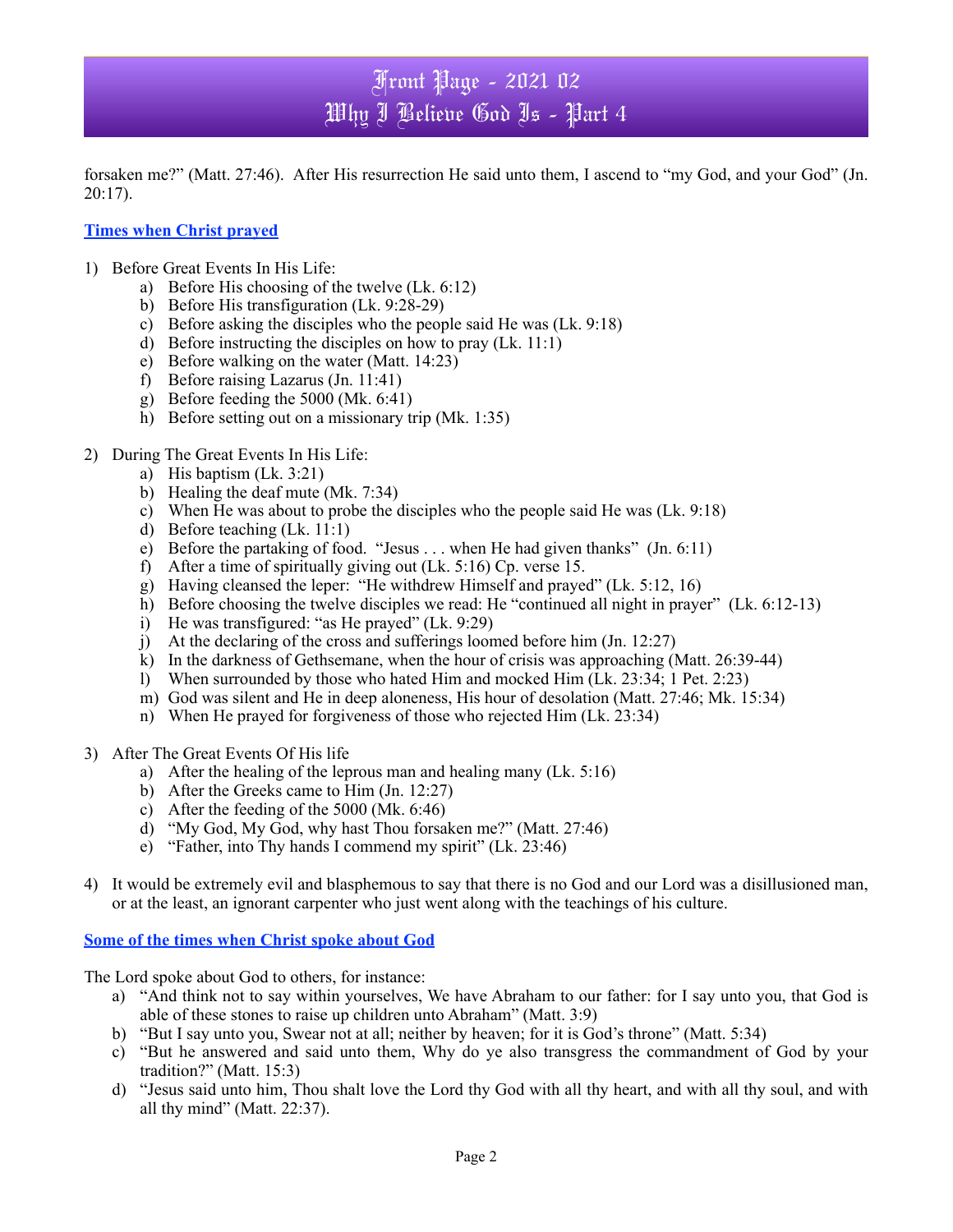forsaken me?" (Matt. 27:46). After His resurrection He said unto them, I ascend to "my God, and your God" (Jn. 20:17).

**Times when Christ prayed**

1) Before Great Events In His Life:
    a) Before His choosing of the twelve (Lk. 6:12)
    b) Before His transfiguration (Lk. 9:28-29)
    c) Before asking the disciples who the people said He was (Lk. 9:18)
    d) Before instructing the disciples on how to pray (Lk. 11:1)
    e) Before walking on the water (Matt. 14:23)
    f) Before raising Lazarus (Jn. 11:41)
    g) Before feeding the 5000 (Mk. 6:41)
    h) Before setting out on a missionary trip (Mk. 1:35)

2) During The Great Events In His Life:
    a) His baptism (Lk. 3:21)
    b) Healing the deaf mute (Mk. 7:34)
    c) When He was about to probe the disciples who the people said He was (Lk. 9:18)
    d) Before teaching (Lk. 11:1)
    e) Before the partaking of food. "Jesus . . . when He had given thanks" (Jn. 6:11)
    f) After a time of spiritually giving out (Lk. 5:16) Cp. verse 15.
    g) Having cleansed the leper: "He withdrew Himself and prayed" (Lk. 5:12, 16)
    h) Before choosing the twelve disciples we read: He "continued all night in prayer" (Lk. 6:12-13)
    i) He was transfigured: "as He prayed" (Lk. 9:29)
    j) At the declaring of the cross and sufferings loomed before him (Jn. 12:27)
    k) In the darkness of Gethsemane, when the hour of crisis was approaching (Matt. 26:39-44)
    l) When surrounded by those who hated Him and mocked Him (Lk. 23:34; 1 Pet. 2:23)
    m) God was silent and He in deep aloneness, His hour of desolation (Matt. 27:46; Mk. 15:34)
    n) When He prayed for forgiveness of those who rejected Him (Lk. 23:34)

3) After The Great Events Of His life
    a) After the healing of the leprous man and healing many (Lk. 5:16)
    b) After the Greeks came to Him (Jn. 12:27)
    c) After the feeding of the 5000 (Mk. 6:46)
    d) "My God, My God, why hast Thou forsaken me?" (Matt. 27:46)
    e) "Father, into Thy hands I commend my spirit" (Lk. 23:46)

4) It would be extremely evil and blasphemous to say that there is no God and our Lord was a disillusioned man, or at the least, an ignorant carpenter who just went along with the teachings of his culture.

**Some of the times when Christ spoke about God**

The Lord spoke about God to others, for instance:

a) "And think not to say within yourselves, We have Abraham to our father: for I say unto you, that God is able of these stones to raise up children unto Abraham" (Matt. 3:9)
b) "But I say unto you, Swear not at all; neither by heaven; for it is God's throne" (Matt. 5:34)
c) "But he answered and said unto them, Why do ye also transgress the commandment of God by your tradition?" (Matt. 15:3)
d) "Jesus said unto him, Thou shalt love the Lord thy God with all thy heart, and with all thy soul, and with all thy mind" (Matt. 22:37).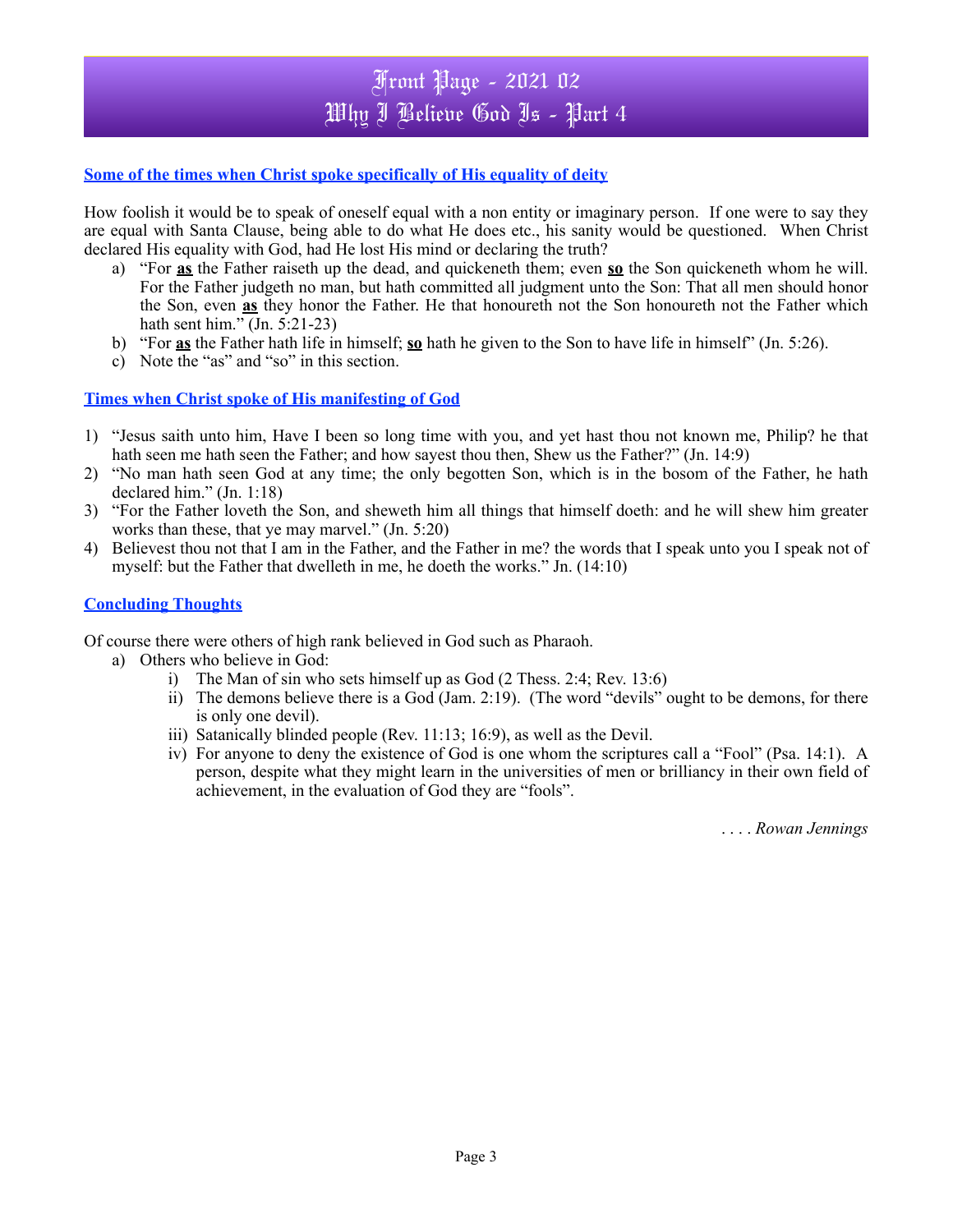# Front Page - 2021 02
# Why I Believe God Is - Part 4

**Some of the times when Christ spoke specifically of His equality of deity**

How foolish it would be to speak of oneself equal with a non entity or imaginary person. If one were to say they are equal with Santa Clause, being able to do what He does etc., his sanity would be questioned. When Christ declared His equality with God, had He lost His mind or declaring the truth?

a) "For **as** the Father raiseth up the dead, and quickeneth them; even **so** the Son quickeneth whom he will. For the Father judgeth no man, but hath committed all judgment unto the Son: That all men should honor the Son, even **as** they honor the Father. He that honoureth not the Son honoureth not the Father which hath sent him." (Jn. 5:21-23)
b) "For **as** the Father hath life in himself; **so** hath he given to the Son to have life in himself" (Jn. 5:26).
c) Note the "as" and "so" in this section.

**Times when Christ spoke of His manifesting of God**

1) "Jesus saith unto him, Have I been so long time with you, and yet hast thou not known me, Philip? he that hath seen me hath seen the Father; and how sayest thou then, Shew us the Father?" (Jn. 14:9)
2) "No man hath seen God at any time; the only begotten Son, which is in the bosom of the Father, he hath declared him." (Jn. 1:18)
3) "For the Father loveth the Son, and sheweth him all things that himself doeth: and he will shew him greater works than these, that ye may marvel." (Jn. 5:20)
4) Believest thou not that I am in the Father, and the Father in me? the words that I speak unto you I speak not of myself: but the Father that dwelleth in me, he doeth the works." Jn. (14:10)

**Concluding Thoughts**

Of course there were others of high rank believed in God such as Pharaoh.

a) Others who believe in God:
   i) The Man of sin who sets himself up as God (2 Thess. 2:4; Rev. 13:6)
   ii) The demons believe there is a God (Jam. 2:19). (The word "devils" ought to be demons, for there is only one devil).
   iii) Satanically blinded people (Rev. 11:13; 16:9), as well as the Devil.
   iv) For anyone to deny the existence of God is one whom the scriptures call a "Fool" (Psa. 14:1). A person, despite what they might learn in the universities of men or brilliancy in their own field of achievement, in the evaluation of God they are "fools".

. . . . *Rowan Jennings*